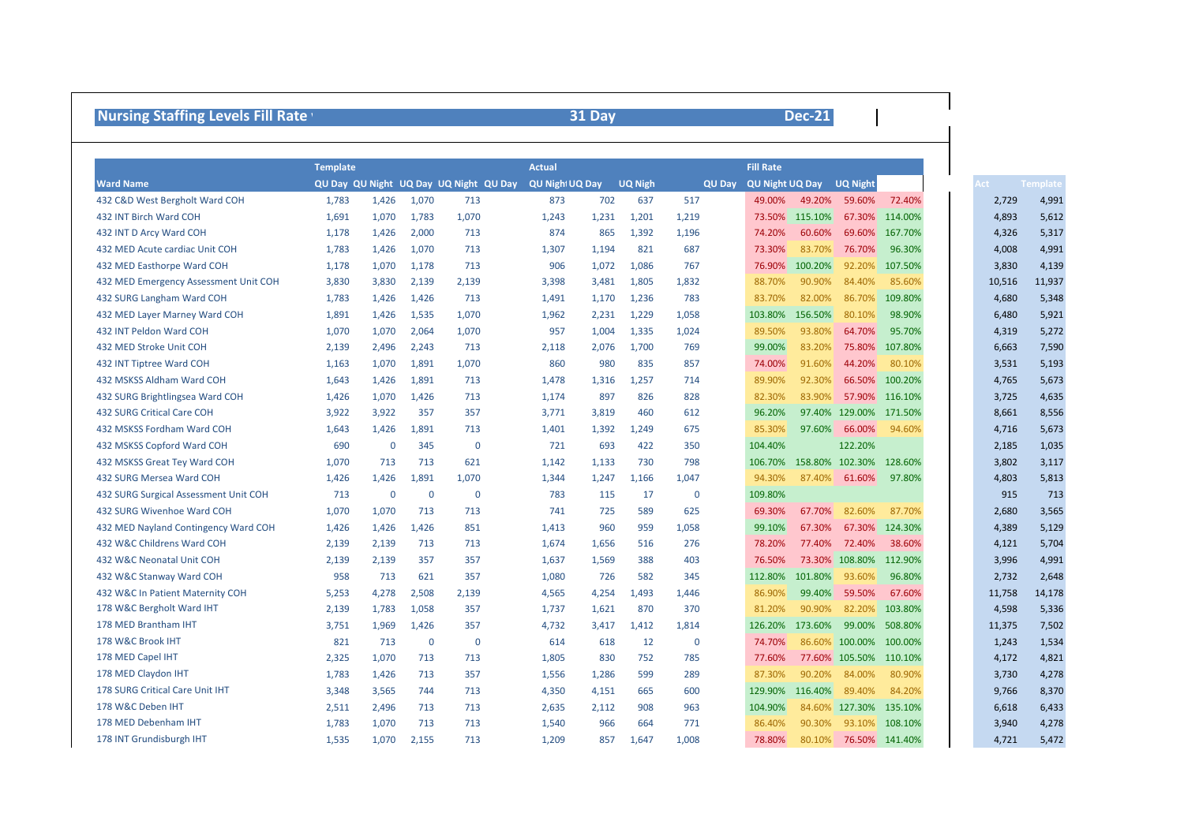# Nursing Staffing Levels Fill Rate

**31 Day** | **Dec-21**

| Ward Name | Template | | | | Actual | | | | Fill Rate | | | | Act | Template |
|---|---|---|---|---|---|---|---|---|---|---|---|---|---|---|
| | QU Day | QU Night | UQ Day | UQ Night | QU Day | QU Night | UQ Day | UQ Night | QU Day | QU Night | UQ Day | UQ Night | | |
| 432 C&D West Bergholt Ward COH | 1,783 | 1,426 | 1,070 | 713 | 873 | 702 | 637 | 517 | 49.00% | 49.20% | 59.60% | 72.40% | 2,729 | 4,991 |
| 432 INT Birch Ward COH | 1,691 | 1,070 | 1,783 | 1,070 | 1,243 | 1,231 | 1,201 | 1,219 | 73.50% | 115.10% | 67.30% | 114.00% | 4,893 | 5,612 |
| 432 INT D Arcy Ward COH | 1,178 | 1,426 | 2,000 | 713 | 874 | 865 | 1,392 | 1,196 | 74.20% | 60.60% | 69.60% | 167.70% | 4,326 | 5,317 |
| 432 MED Acute cardiac Unit COH | 1,783 | 1,426 | 1,070 | 713 | 1,307 | 1,194 | 821 | 687 | 73.30% | 83.70% | 76.70% | 96.30% | 4,008 | 4,991 |
| 432 MED Easthorpe Ward COH | 1,178 | 1,070 | 1,178 | 713 | 906 | 1,072 | 1,086 | 767 | 76.90% | 100.20% | 92.20% | 107.50% | 3,830 | 4,139 |
| 432 MED Emergency Assessment Unit COH | 3,830 | 3,830 | 2,139 | 2,139 | 3,398 | 3,481 | 1,805 | 1,832 | 88.70% | 90.90% | 84.40% | 85.60% | 10,516 | 11,937 |
| 432 SURG Langham Ward COH | 1,783 | 1,426 | 1,426 | 713 | 1,491 | 1,170 | 1,236 | 783 | 83.70% | 82.00% | 86.70% | 109.80% | 4,680 | 5,348 |
| 432 MED Layer Marney Ward COH | 1,891 | 1,426 | 1,535 | 1,070 | 1,962 | 2,231 | 1,229 | 1,058 | 103.80% | 156.50% | 80.10% | 98.90% | 6,480 | 5,921 |
| 432 INT Peldon Ward COH | 1,070 | 1,070 | 2,064 | 1,070 | 957 | 1,004 | 1,335 | 1,024 | 89.50% | 93.80% | 64.70% | 95.70% | 4,319 | 5,272 |
| 432 MED Stroke Unit COH | 2,139 | 2,496 | 2,243 | 713 | 2,118 | 2,076 | 1,700 | 769 | 99.00% | 83.20% | 75.80% | 107.80% | 6,663 | 7,590 |
| 432 INT Tiptree Ward COH | 1,163 | 1,070 | 1,891 | 1,070 | 860 | 980 | 835 | 857 | 74.00% | 91.60% | 44.20% | 80.10% | 3,531 | 5,193 |
| 432 MSKSS Aldham Ward COH | 1,643 | 1,426 | 1,891 | 713 | 1,478 | 1,316 | 1,257 | 714 | 89.90% | 92.30% | 66.50% | 100.20% | 4,765 | 5,673 |
| 432 SURG Brightlingsea Ward COH | 1,426 | 1,070 | 1,426 | 713 | 1,174 | 897 | 826 | 828 | 82.30% | 83.90% | 57.90% | 116.10% | 3,725 | 4,635 |
| 432 SURG Critical Care COH | 3,922 | 3,922 | 357 | 357 | 3,771 | 3,819 | 460 | 612 | 96.20% | 97.40% | 129.00% | 171.50% | 8,661 | 8,556 |
| 432 MSKSS Fordham Ward COH | 1,643 | 1,426 | 1,891 | 713 | 1,401 | 1,392 | 1,249 | 675 | 85.30% | 97.60% | 66.00% | 94.60% | 4,716 | 5,673 |
| 432 MSKSS Copford Ward COH | 690 | 0 | 345 | 0 | 721 | 693 | 422 | 350 | 104.40% | | 122.20% | | 2,185 | 1,035 |
| 432 MSKSS Great Tey Ward COH | 1,070 | 713 | 713 | 621 | 1,142 | 1,133 | 730 | 798 | 106.70% | 158.80% | 102.30% | 128.60% | 3,802 | 3,117 |
| 432 SURG Mersea Ward COH | 1,426 | 1,426 | 1,891 | 1,070 | 1,344 | 1,247 | 1,166 | 1,047 | 94.30% | 87.40% | 61.60% | 97.80% | 4,803 | 5,813 |
| 432 SURG Surgical Assessment Unit COH | 713 | 0 | 0 | 0 | 783 | 115 | 17 | 0 | 109.80% | | | | 915 | 713 |
| 432 SURG Wivenhoe Ward COH | 1,070 | 1,070 | 713 | 713 | 741 | 725 | 589 | 625 | 69.30% | 67.70% | 82.60% | 87.70% | 2,680 | 3,565 |
| 432 MED Nayland Contingency Ward COH | 1,426 | 1,426 | 1,426 | 851 | 1,413 | 960 | 959 | 1,058 | 99.10% | 67.30% | 67.30% | 124.30% | 4,389 | 5,129 |
| 432 W&C Childrens Ward COH | 2,139 | 2,139 | 713 | 713 | 1,674 | 1,656 | 516 | 276 | 78.20% | 77.40% | 72.40% | 38.60% | 4,121 | 5,704 |
| 432 W&C Neonatal Unit COH | 2,139 | 2,139 | 357 | 357 | 1,637 | 1,569 | 388 | 403 | 76.50% | 73.30% | 108.80% | 112.90% | 3,996 | 4,991 |
| 432 W&C Stanway Ward COH | 958 | 713 | 621 | 357 | 1,080 | 726 | 582 | 345 | 112.80% | 101.80% | 93.60% | 96.80% | 2,732 | 2,648 |
| 432 W&C In Patient Maternity COH | 5,253 | 4,278 | 2,508 | 2,139 | 4,565 | 4,254 | 1,493 | 1,446 | 86.90% | 99.40% | 59.50% | 67.60% | 11,758 | 14,178 |
| 178 W&C Bergholt Ward IHT | 2,139 | 1,783 | 1,058 | 357 | 1,737 | 1,621 | 870 | 370 | 81.20% | 90.90% | 82.20% | 103.80% | 4,598 | 5,336 |
| 178 MED Brantham IHT | 3,751 | 1,969 | 1,426 | 357 | 4,732 | 3,417 | 1,412 | 1,814 | 126.20% | 173.60% | 99.00% | 508.80% | 11,375 | 7,502 |
| 178 W&C Brook IHT | 821 | 713 | 0 | 0 | 614 | 618 | 12 | 0 | 74.70% | 86.60% | 100.00% | 100.00% | 1,243 | 1,534 |
| 178 MED Capel IHT | 2,325 | 1,070 | 713 | 713 | 1,805 | 830 | 752 | 785 | 77.60% | 77.60% | 105.50% | 110.10% | 4,172 | 4,821 |
| 178 MED Claydon IHT | 1,783 | 1,426 | 713 | 357 | 1,556 | 1,286 | 599 | 289 | 87.30% | 90.20% | 84.00% | 80.90% | 3,730 | 4,278 |
| 178 SURG Critical Care Unit IHT | 3,348 | 3,565 | 744 | 713 | 4,350 | 4,151 | 665 | 600 | 129.90% | 116.40% | 89.40% | 84.20% | 9,766 | 8,370 |
| 178 W&C Deben IHT | 2,511 | 2,496 | 713 | 713 | 2,635 | 2,112 | 908 | 963 | 104.90% | 84.60% | 127.30% | 135.10% | 6,618 | 6,433 |
| 178 MED Debenham IHT | 1,783 | 1,070 | 713 | 713 | 1,540 | 966 | 664 | 771 | 86.40% | 90.30% | 93.10% | 108.10% | 3,940 | 4,278 |
| 178 INT Grundisburgh IHT | 1,535 | 1,070 | 2,155 | 713 | 1,209 | 857 | 1,647 | 1,008 | 78.80% | 80.10% | 76.50% | 141.40% | 4,721 | 5,472 |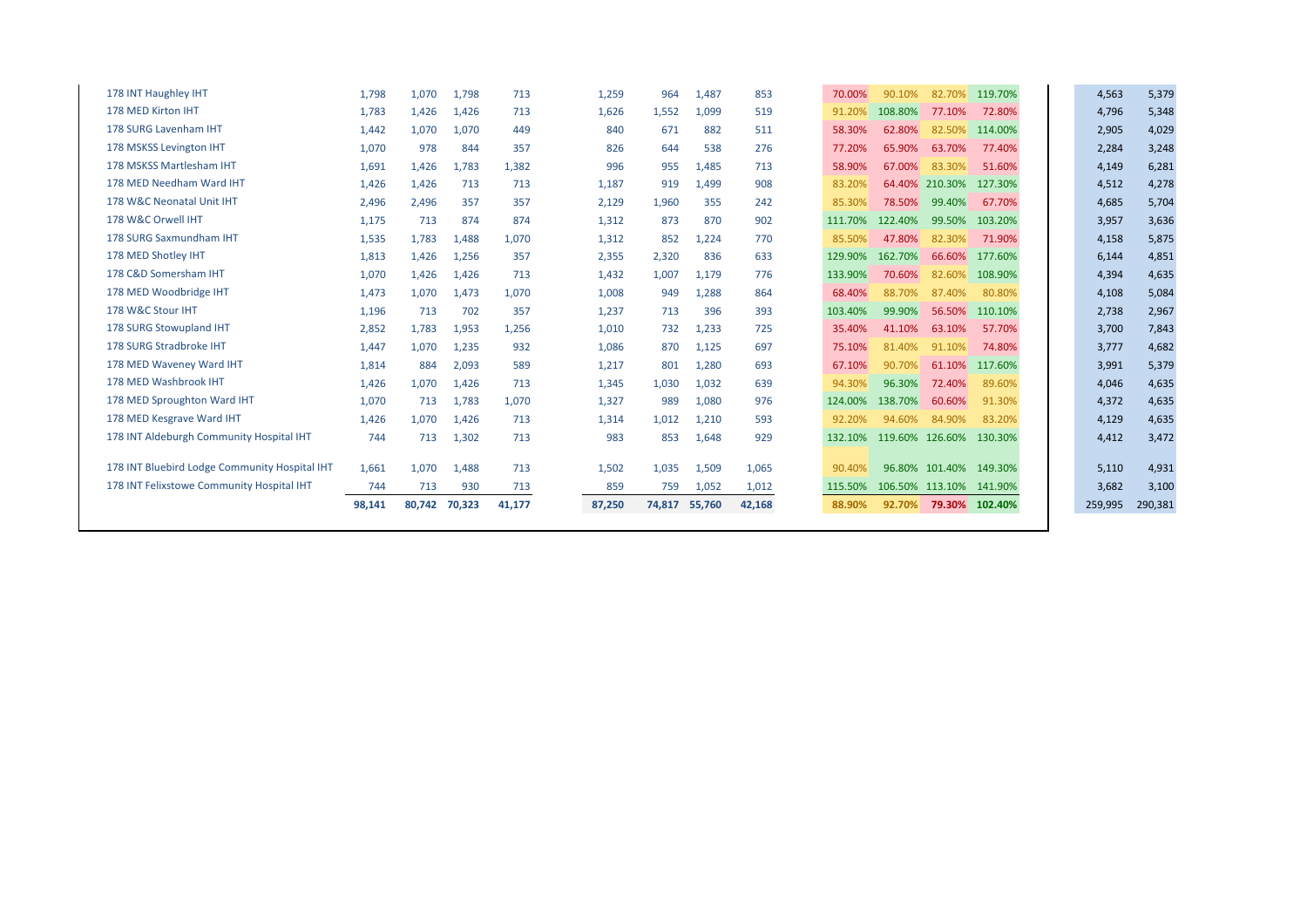| | | | | | | | | | | | | | | |
|---|---|---|---|---|---|---|---|---|---|---|---|---|---|---|
| 178 INT Haughley IHT | 1,798 | 1,070 | 1,798 | 713 | 1,259 | 964 | 1,487 | 853 | 70.00% | 90.10% | 82.70% | 119.70% | 4,563 | 5,379 |
| 178 MED Kirton IHT | 1,783 | 1,426 | 1,426 | 713 | 1,626 | 1,552 | 1,099 | 519 | 91.20% | 108.80% | 77.10% | 72.80% | 4,796 | 5,348 |
| 178 SURG Lavenham IHT | 1,442 | 1,070 | 1,070 | 449 | 840 | 671 | 882 | 511 | 58.30% | 62.80% | 82.50% | 114.00% | 2,905 | 4,029 |
| 178 MSKSS Levington IHT | 1,070 | 978 | 844 | 357 | 826 | 644 | 538 | 276 | 77.20% | 65.90% | 63.70% | 77.40% | 2,284 | 3,248 |
| 178 MSKSS Martlesham IHT | 1,691 | 1,426 | 1,783 | 1,382 | 996 | 955 | 1,485 | 713 | 58.90% | 67.00% | 83.30% | 51.60% | 4,149 | 6,281 |
| 178 MED Needham Ward IHT | 1,426 | 1,426 | 713 | 713 | 1,187 | 919 | 1,499 | 908 | 83.20% | 64.40% | 210.30% | 127.30% | 4,512 | 4,278 |
| 178 W&C Neonatal Unit IHT | 2,496 | 2,496 | 357 | 357 | 2,129 | 1,960 | 355 | 242 | 85.30% | 78.50% | 99.40% | 67.70% | 4,685 | 5,704 |
| 178 W&C Orwell IHT | 1,175 | 713 | 874 | 874 | 1,312 | 873 | 870 | 902 | 111.70% | 122.40% | 99.50% | 103.20% | 3,957 | 3,636 |
| 178 SURG Saxmundham IHT | 1,535 | 1,783 | 1,488 | 1,070 | 1,312 | 852 | 1,224 | 770 | 85.50% | 47.80% | 82.30% | 71.90% | 4,158 | 5,875 |
| 178 MED Shotley IHT | 1,813 | 1,426 | 1,256 | 357 | 2,355 | 2,320 | 836 | 633 | 129.90% | 162.70% | 66.60% | 177.60% | 6,144 | 4,851 |
| 178 C&D Somersham IHT | 1,070 | 1,426 | 1,426 | 713 | 1,432 | 1,007 | 1,179 | 776 | 133.90% | 70.60% | 82.60% | 108.90% | 4,394 | 4,635 |
| 178 MED Woodbridge IHT | 1,473 | 1,070 | 1,473 | 1,070 | 1,008 | 949 | 1,288 | 864 | 68.40% | 88.70% | 87.40% | 80.80% | 4,108 | 5,084 |
| 178 W&C Stour IHT | 1,196 | 713 | 702 | 357 | 1,237 | 713 | 396 | 393 | 103.40% | 99.90% | 56.50% | 110.10% | 2,738 | 2,967 |
| 178 SURG Stowupland IHT | 2,852 | 1,783 | 1,953 | 1,256 | 1,010 | 732 | 1,233 | 725 | 35.40% | 41.10% | 63.10% | 57.70% | 3,700 | 7,843 |
| 178 SURG Stradbroke IHT | 1,447 | 1,070 | 1,235 | 932 | 1,086 | 870 | 1,125 | 697 | 75.10% | 81.40% | 91.10% | 74.80% | 3,777 | 4,682 |
| 178 MED Waveney Ward IHT | 1,814 | 884 | 2,093 | 589 | 1,217 | 801 | 1,280 | 693 | 67.10% | 90.70% | 61.10% | 117.60% | 3,991 | 5,379 |
| 178 MED Washbrook IHT | 1,426 | 1,070 | 1,426 | 713 | 1,345 | 1,030 | 1,032 | 639 | 94.30% | 96.30% | 72.40% | 89.60% | 4,046 | 4,635 |
| 178 MED Sproughton Ward IHT | 1,070 | 713 | 1,783 | 1,070 | 1,327 | 989 | 1,080 | 976 | 124.00% | 138.70% | 60.60% | 91.30% | 4,372 | 4,635 |
| 178 MED Kesgrave Ward IHT | 1,426 | 1,070 | 1,426 | 713 | 1,314 | 1,012 | 1,210 | 593 | 92.20% | 94.60% | 84.90% | 83.20% | 4,129 | 4,635 |
| 178 INT Aldeburgh Community Hospital IHT | 744 | 713 | 1,302 | 713 | 983 | 853 | 1,648 | 929 | 132.10% | 119.60% | 126.60% | 130.30% | 4,412 | 3,472 |
| 178 INT Bluebird Lodge Community Hospital IHT | 1,661 | 1,070 | 1,488 | 713 | 1,502 | 1,035 | 1,509 | 1,065 | 90.40% | 96.80% | 101.40% | 149.30% | 5,110 | 4,931 |
| 178 INT Felixstowe Community Hospital IHT | 744 | 713 | 930 | 713 | 859 | 759 | 1,052 | 1,012 | 115.50% | 106.50% | 113.10% | 141.90% | 3,682 | 3,100 |
| | **98,141** | **80,742** | **70,323** | **41,177** | **87,250** | **74,817** | **55,760** | **42,168** | **88.90%** | **92.70%** | **79.30%** | **102.40%** | 259,995 | 290,381 |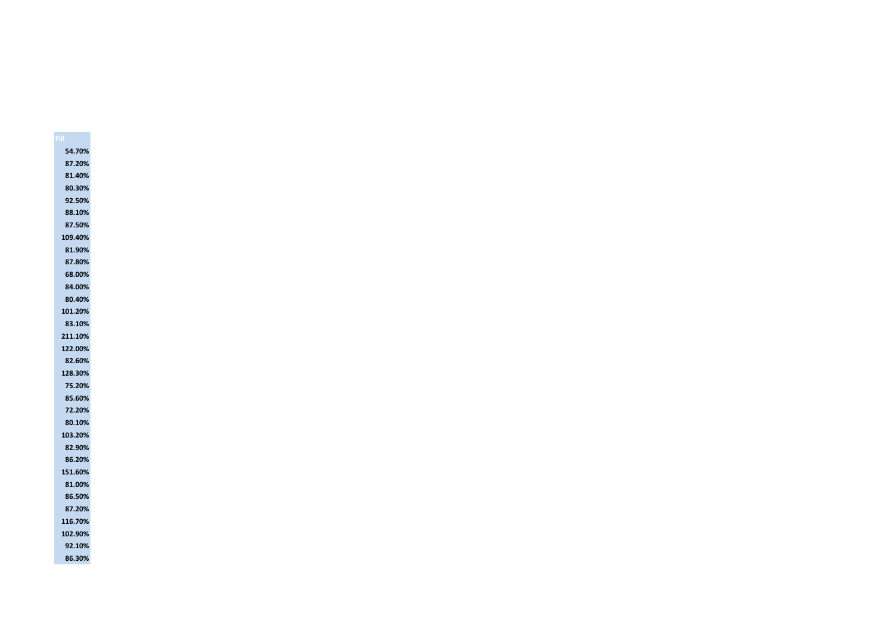| Fill |
| --- |
| 54.70% |
| 87.20% |
| 81.40% |
| 80.30% |
| 92.50% |
| 88.10% |
| 87.50% |
| 109.40% |
| 81.90% |
| 87.80% |
| 68.00% |
| 84.00% |
| 80.40% |
| 101.20% |
| 83.10% |
| 211.10% |
| 122.00% |
| 82.60% |
| 128.30% |
| 75.20% |
| 85.60% |
| 72.20% |
| 80.10% |
| 103.20% |
| 82.90% |
| 86.20% |
| 151.60% |
| 81.00% |
| 86.50% |
| 87.20% |
| 116.70% |
| 102.90% |
| 92.10% |
| 86.30% |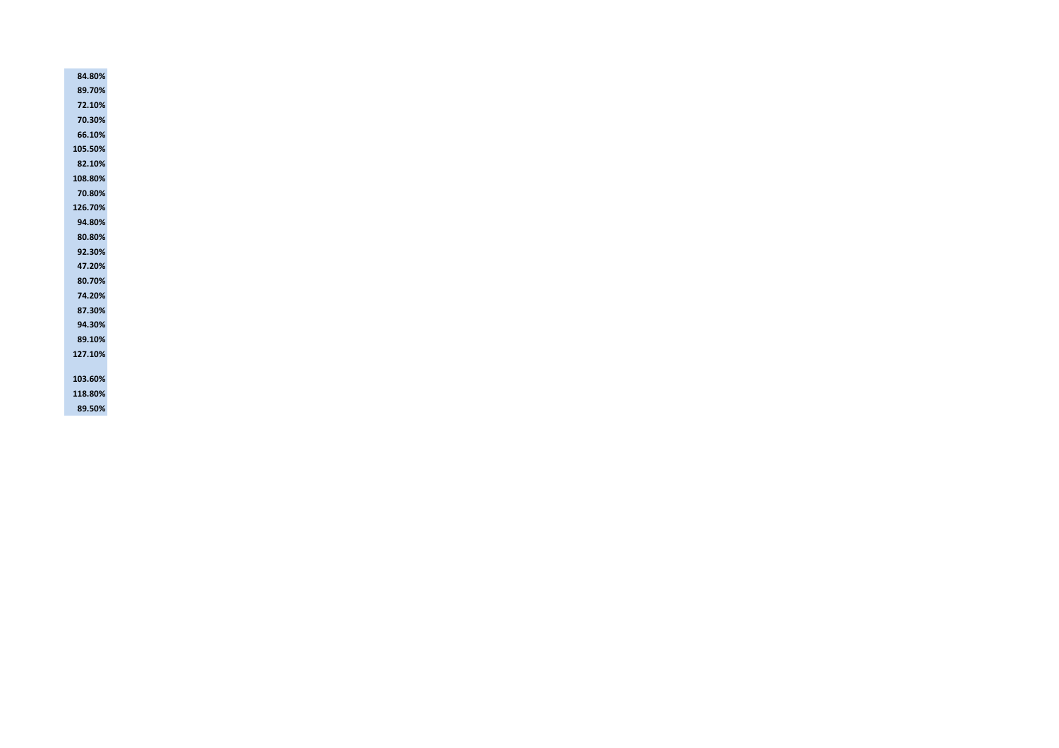| |
|---|
| **84.80%** |
| **89.70%** |
| **72.10%** |
| **70.30%** |
| **66.10%** |
| **105.50%** |
| **82.10%** |
| **108.80%** |
| **70.80%** |
| **126.70%** |
| **94.80%** |
| **80.80%** |
| **92.30%** |
| **47.20%** |
| **80.70%** |
| **74.20%** |
| **87.30%** |
| **94.30%** |
| **89.10%** |
| **127.10%** |
| |
| **103.60%** |
| **118.80%** |
| **89.50%** |